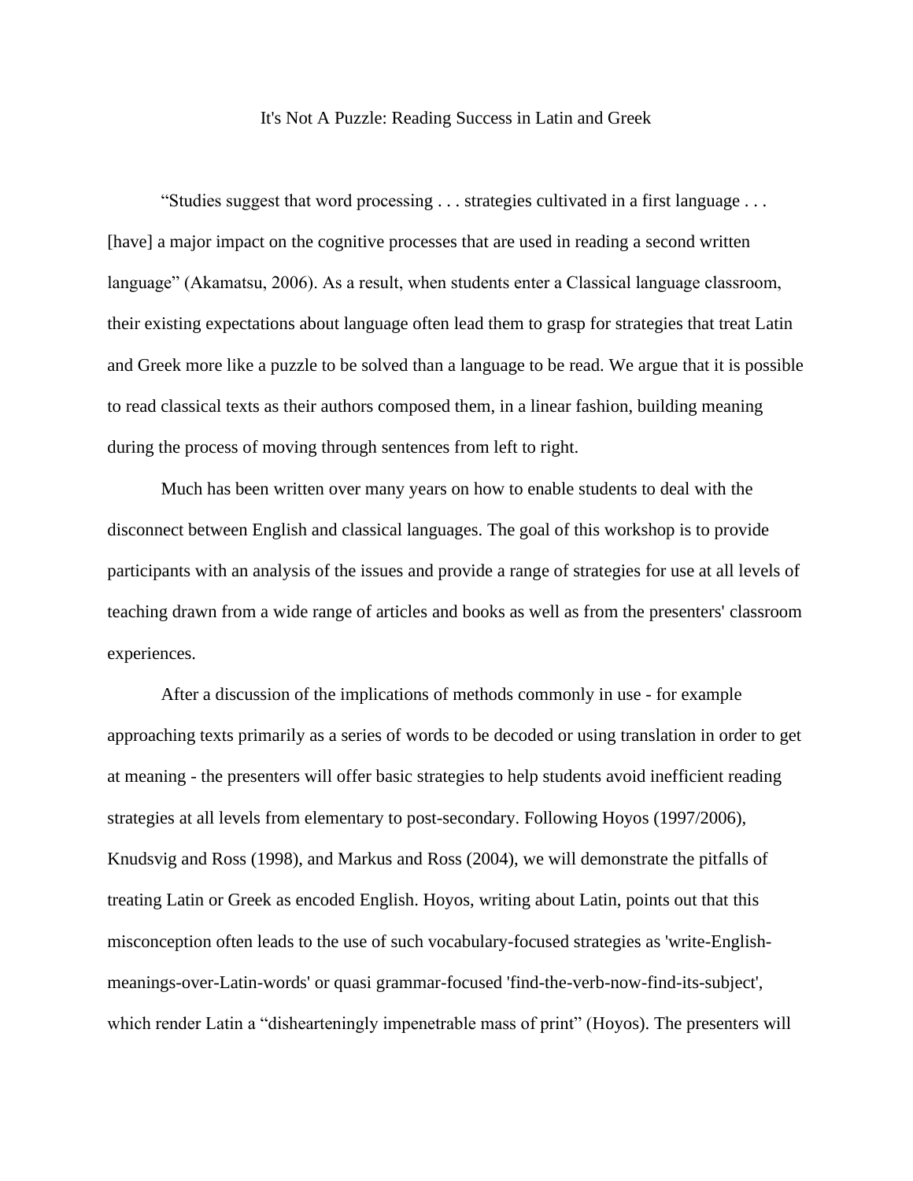# It's Not A Puzzle: Reading Success in Latin and Greek

"Studies suggest that word processing . . . strategies cultivated in a first language . . . [have] a major impact on the cognitive processes that are used in reading a second written language" (Akamatsu, 2006). As a result, when students enter a Classical language classroom, their existing expectations about language often lead them to grasp for strategies that treat Latin and Greek more like a puzzle to be solved than a language to be read. We argue that it is possible to read classical texts as their authors composed them, in a linear fashion, building meaning during the process of moving through sentences from left to right.

Much has been written over many years on how to enable students to deal with the disconnect between English and classical languages. The goal of this workshop is to provide participants with an analysis of the issues and provide a range of strategies for use at all levels of teaching drawn from a wide range of articles and books as well as from the presenters' classroom experiences.

After a discussion of the implications of methods commonly in use - for example approaching texts primarily as a series of words to be decoded or using translation in order to get at meaning - the presenters will offer basic strategies to help students avoid inefficient reading strategies at all levels from elementary to post-secondary. Following Hoyos (1997/2006), Knudsvig and Ross (1998), and Markus and Ross (2004), we will demonstrate the pitfalls of treating Latin or Greek as encoded English. Hoyos, writing about Latin, points out that this misconception often leads to the use of such vocabulary-focused strategies as 'write-English-meanings-over-Latin-words' or quasi grammar-focused 'find-the-verb-now-find-its-subject', which render Latin a "dishearteningly impenetrable mass of print" (Hoyos). The presenters will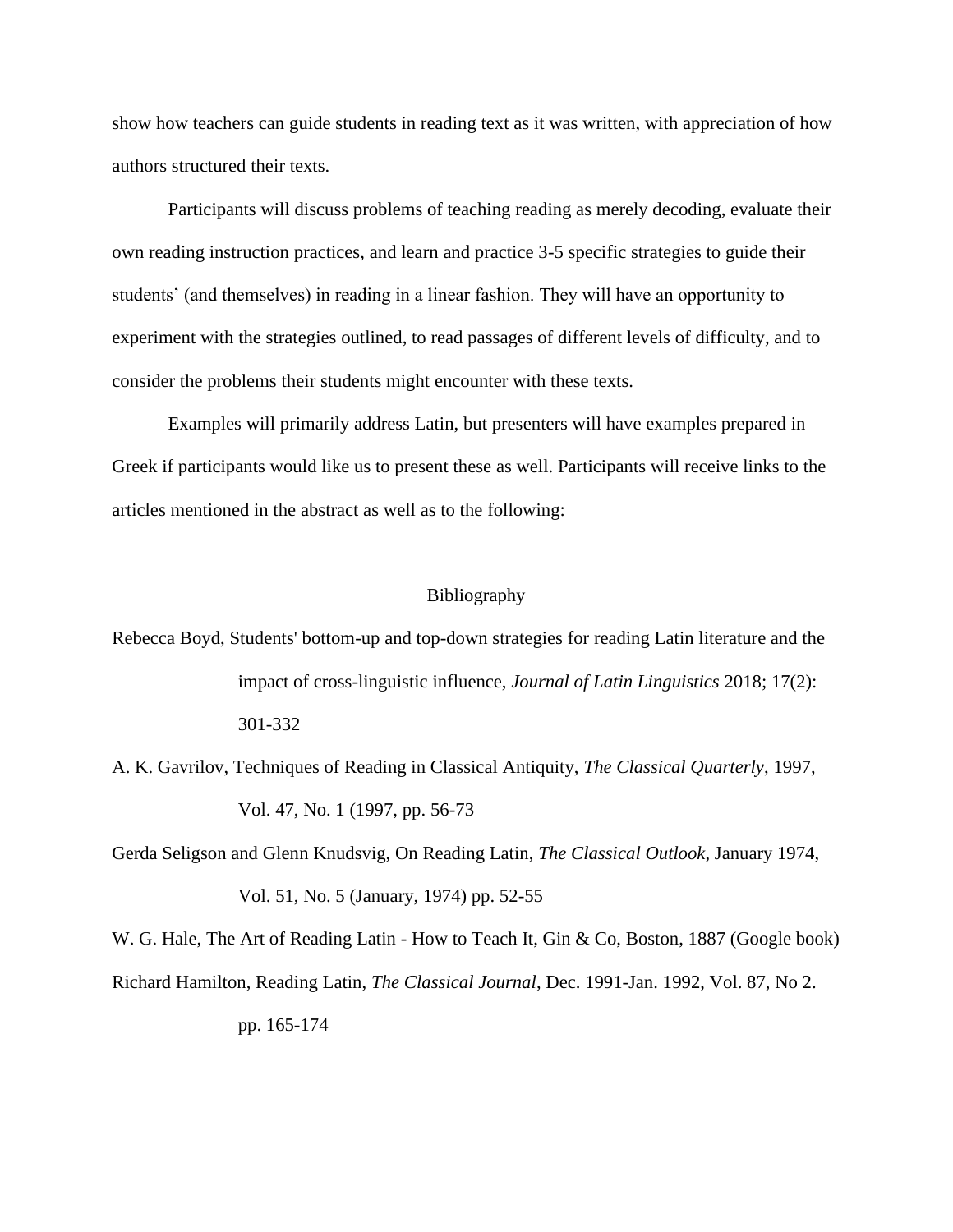show how teachers can guide students in reading text as it was written, with appreciation of how authors structured their texts.

Participants will discuss problems of teaching reading as merely decoding, evaluate their own reading instruction practices, and learn and practice 3-5 specific strategies to guide their students' (and themselves) in reading in a linear fashion. They will have an opportunity to experiment with the strategies outlined, to read passages of different levels of difficulty, and to consider the problems their students might encounter with these texts.

Examples will primarily address Latin, but presenters will have examples prepared in Greek if participants would like us to present these as well. Participants will receive links to the articles mentioned in the abstract as well as to the following:

## Bibliography

Rebecca Boyd, Students' bottom-up and top-down strategies for reading Latin literature and the impact of cross-linguistic influence, *Journal of Latin Linguistics* 2018; 17(2): 301-332

A. K. Gavrilov, Techniques of Reading in Classical Antiquity, *The Classical Quarterly*, 1997, Vol. 47, No. 1 (1997, pp. 56-73

Gerda Seligson and Glenn Knudsvig, On Reading Latin, *The Classical Outlook*, January 1974, Vol. 51, No. 5 (January, 1974) pp. 52-55

W. G. Hale, The Art of Reading Latin - How to Teach It, Gin & Co, Boston, 1887 (Google book)

Richard Hamilton, Reading Latin, *The Classical Journal*, Dec. 1991-Jan. 1992, Vol. 87, No 2. pp. 165-174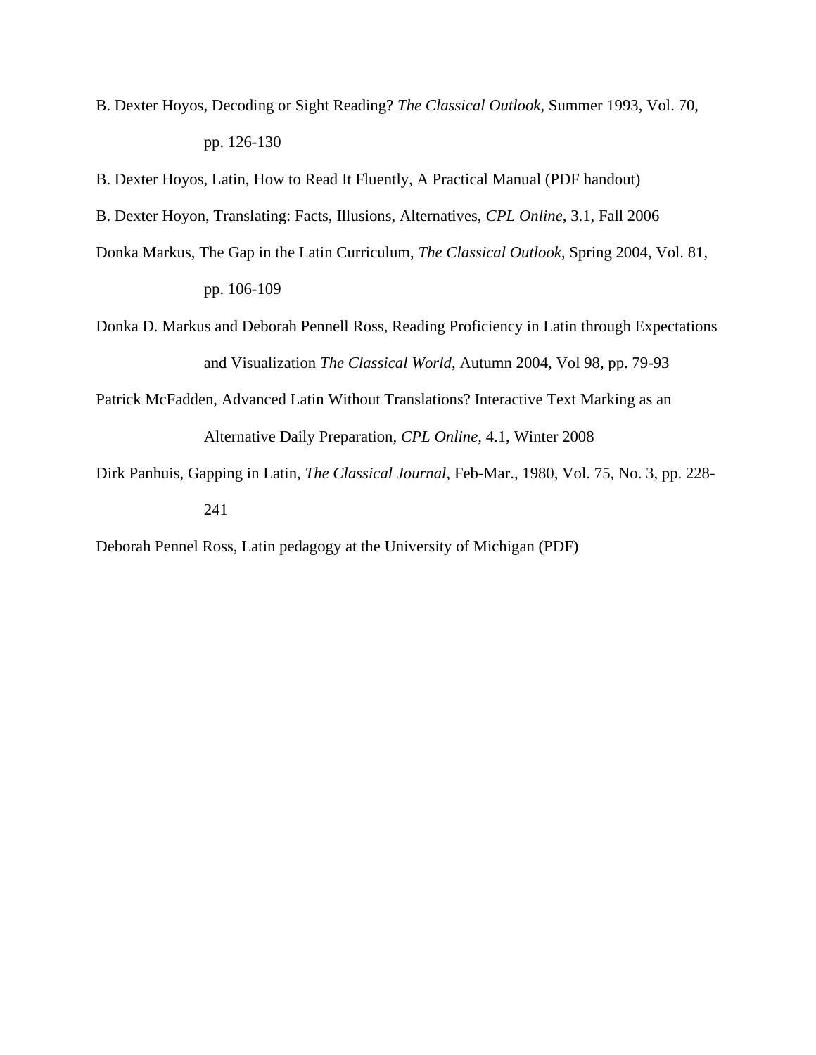B. Dexter Hoyos, Decoding or Sight Reading? *The Classical Outlook*, Summer 1993, Vol. 70, pp. 126-130

B. Dexter Hoyos, Latin, How to Read It Fluently, A Practical Manual (PDF handout)

B. Dexter Hoyon, Translating: Facts, Illusions, Alternatives, *CPL Online*, 3.1, Fall 2006

Donka Markus, The Gap in the Latin Curriculum, *The Classical Outlook*, Spring 2004, Vol. 81, pp. 106-109

Donka D. Markus and Deborah Pennell Ross, Reading Proficiency in Latin through Expectations and Visualization *The Classical World*, Autumn 2004, Vol 98, pp. 79-93

Patrick McFadden, Advanced Latin Without Translations? Interactive Text Marking as an Alternative Daily Preparation, *CPL Online*, 4.1, Winter 2008

Dirk Panhuis, Gapping in Latin, *The Classical Journal*, Feb-Mar., 1980, Vol. 75, No. 3, pp. 228-241

Deborah Pennel Ross, Latin pedagogy at the University of Michigan (PDF)